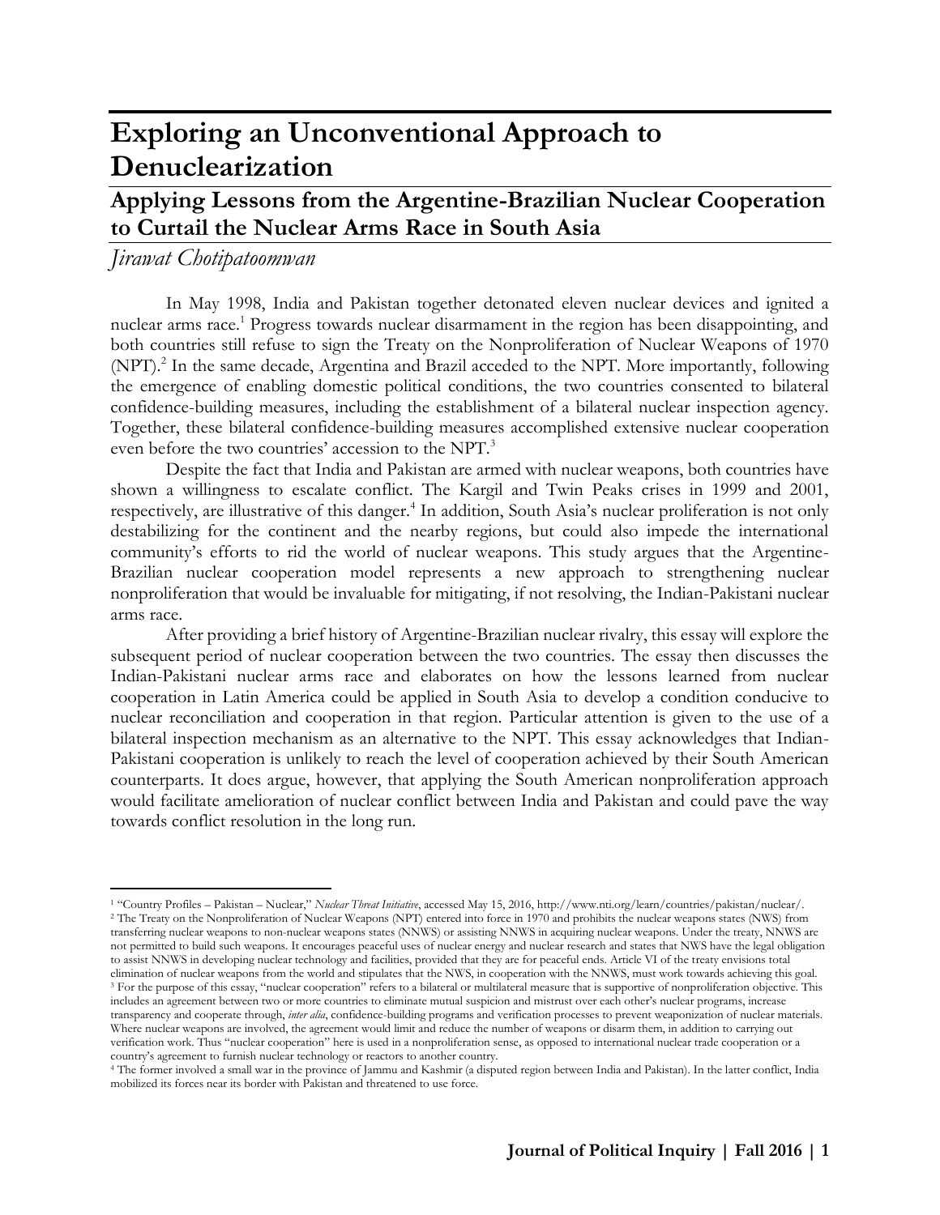# Exploring an Unconventional Approach to Denuclearization

## Applying Lessons from the Argentine-Brazilian Nuclear Cooperation to Curtail the Nuclear Arms Race in South Asia

*Jirawat Chotipatoomwan*

In May 1998, India and Pakistan together detonated eleven nuclear devices and ignited a nuclear arms race.[1] Progress towards nuclear disarmament in the region has been disappointing, and both countries still refuse to sign the Treaty on the Nonproliferation of Nuclear Weapons of 1970 (NPT).[2] In the same decade, Argentina and Brazil acceded to the NPT. More importantly, following the emergence of enabling domestic political conditions, the two countries consented to bilateral confidence-building measures, including the establishment of a bilateral nuclear inspection agency. Together, these bilateral confidence-building measures accomplished extensive nuclear cooperation even before the two countries' accession to the NPT.[3]

Despite the fact that India and Pakistan are armed with nuclear weapons, both countries have shown a willingness to escalate conflict. The Kargil and Twin Peaks crises in 1999 and 2001, respectively, are illustrative of this danger.[4] In addition, South Asia's nuclear proliferation is not only destabilizing for the continent and the nearby regions, but could also impede the international community's efforts to rid the world of nuclear weapons. This study argues that the Argentine-Brazilian nuclear cooperation model represents a new approach to strengthening nuclear nonproliferation that would be invaluable for mitigating, if not resolving, the Indian-Pakistani nuclear arms race.

After providing a brief history of Argentine-Brazilian nuclear rivalry, this essay will explore the subsequent period of nuclear cooperation between the two countries. The essay then discusses the Indian-Pakistani nuclear arms race and elaborates on how the lessons learned from nuclear cooperation in Latin America could be applied in South Asia to develop a condition conducive to nuclear reconciliation and cooperation in that region. Particular attention is given to the use of a bilateral inspection mechanism as an alternative to the NPT. This essay acknowledges that Indian-Pakistani cooperation is unlikely to reach the level of cooperation achieved by their South American counterparts. It does argue, however, that applying the South American nonproliferation approach would facilitate amelioration of nuclear conflict between India and Pakistan and could pave the way towards conflict resolution in the long run.

---

[1] "Country Profiles – Pakistan – Nuclear," *Nuclear Threat Initiative*, accessed May 15, 2016, http://www.nti.org/learn/countries/pakistan/nuclear/.

[2] The Treaty on the Nonproliferation of Nuclear Weapons (NPT) entered into force in 1970 and prohibits the nuclear weapons states (NWS) from transferring nuclear weapons to non-nuclear weapons states (NNWS) or assisting NNWS in acquiring nuclear weapons. Under the treaty, NNWS are not permitted to build such weapons. It encourages peaceful uses of nuclear energy and nuclear research and states that NWS have the legal obligation to assist NNWS in developing nuclear technology and facilities, provided that they are for peaceful ends. Article VI of the treaty envisions total elimination of nuclear weapons from the world and stipulates that the NWS, in cooperation with the NNWS, must work towards achieving this goal.

[3] For the purpose of this essay, "nuclear cooperation" refers to a bilateral or multilateral measure that is supportive of nonproliferation objective. This includes an agreement between two or more countries to eliminate mutual suspicion and mistrust over each other's nuclear programs, increase transparency and cooperate through, *inter alia*, confidence-building programs and verification processes to prevent weaponization of nuclear materials. Where nuclear weapons are involved, the agreement would limit and reduce the number of weapons or disarm them, in addition to carrying out verification work. Thus "nuclear cooperation" here is used in a nonproliferation sense, as opposed to international nuclear trade cooperation or a country's agreement to furnish nuclear technology or reactors to another country.

[4] The former involved a small war in the province of Jammu and Kashmir (a disputed region between India and Pakistan). In the latter conflict, India mobilized its forces near its border with Pakistan and threatened to use force.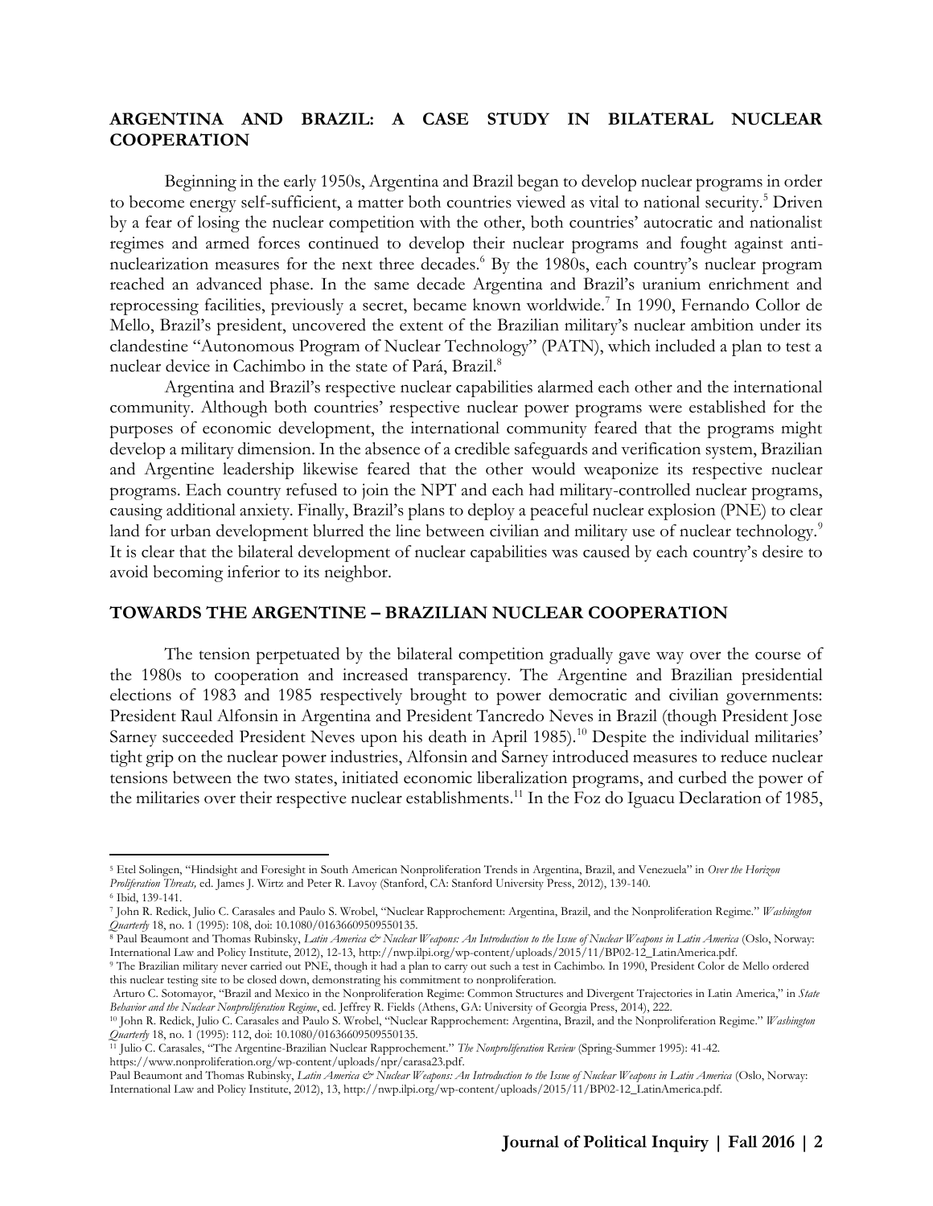## ARGENTINA AND BRAZIL: A CASE STUDY IN BILATERAL NUCLEAR COOPERATION

Beginning in the early 1950s, Argentina and Brazil began to develop nuclear programs in order to become energy self-sufficient, a matter both countries viewed as vital to national security.[5] Driven by a fear of losing the nuclear competition with the other, both countries' autocratic and nationalist regimes and armed forces continued to develop their nuclear programs and fought against anti-nuclearization measures for the next three decades.[6] By the 1980s, each country's nuclear program reached an advanced phase. In the same decade Argentina and Brazil's uranium enrichment and reprocessing facilities, previously a secret, became known worldwide.[7] In 1990, Fernando Collor de Mello, Brazil's president, uncovered the extent of the Brazilian military's nuclear ambition under its clandestine "Autonomous Program of Nuclear Technology" (PATN), which included a plan to test a nuclear device in Cachimbo in the state of Pará, Brazil.[8]

Argentina and Brazil's respective nuclear capabilities alarmed each other and the international community. Although both countries' respective nuclear power programs were established for the purposes of economic development, the international community feared that the programs might develop a military dimension. In the absence of a credible safeguards and verification system, Brazilian and Argentine leadership likewise feared that the other would weaponize its respective nuclear programs. Each country refused to join the NPT and each had military-controlled nuclear programs, causing additional anxiety. Finally, Brazil's plans to deploy a peaceful nuclear explosion (PNE) to clear land for urban development blurred the line between civilian and military use of nuclear technology.[9] It is clear that the bilateral development of nuclear capabilities was caused by each country's desire to avoid becoming inferior to its neighbor.

## TOWARDS THE ARGENTINE – BRAZILIAN NUCLEAR COOPERATION

The tension perpetuated by the bilateral competition gradually gave way over the course of the 1980s to cooperation and increased transparency. The Argentine and Brazilian presidential elections of 1983 and 1985 respectively brought to power democratic and civilian governments: President Raul Alfonsin in Argentina and President Tancredo Neves in Brazil (though President Jose Sarney succeeded President Neves upon his death in April 1985).[10] Despite the individual militaries' tight grip on the nuclear power industries, Alfonsin and Sarney introduced measures to reduce nuclear tensions between the two states, initiated economic liberalization programs, and curbed the power of the militaries over their respective nuclear establishments.[11] In the Foz do Iguacu Declaration of 1985,

---

[5] Etel Solingen, "Hindsight and Foresight in South American Nonproliferation Trends in Argentina, Brazil, and Venezuela" in *Over the Horizon Proliferation Threats,* ed. James J. Wirtz and Peter R. Lavoy (Stanford, CA: Stanford University Press, 2012), 139-140.

[6] Ibid, 139-141.

[7] John R. Redick, Julio C. Carasales and Paulo S. Wrobel, "Nuclear Rapprochement: Argentina, Brazil, and the Nonproliferation Regime." *Washington Quarterly* 18, no. 1 (1995): 108, doi: 10.1080/01636609509550135.

[8] Paul Beaumont and Thomas Rubinsky, *Latin America & Nuclear Weapons: An Introduction to the Issue of Nuclear Weapons in Latin America* (Oslo, Norway: International Law and Policy Institute, 2012), 12-13, http://nwp.ilpi.org/wp-content/uploads/2015/11/BP02-12_LatinAmerica.pdf.

[9] The Brazilian military never carried out PNE, though it had a plan to carry out such a test in Cachimbo. In 1990, President Color de Mello ordered this nuclear testing site to be closed down, demonstrating his commitment to nonproliferation.
Arturo C. Sotomayor, "Brazil and Mexico in the Nonproliferation Regime: Common Structures and Divergent Trajectories in Latin America," in *State Behavior and the Nuclear Nonproliferation Regime*, ed. Jeffrey R. Fields (Athens, GA: University of Georgia Press, 2014), 222.

[10] John R. Redick, Julio C. Carasales and Paulo S. Wrobel, "Nuclear Rapprochement: Argentina, Brazil, and the Nonproliferation Regime." *Washington Quarterly* 18, no. 1 (1995): 112, doi: 10.1080/01636609509550135.

[11] Julio C. Carasales, "The Argentine-Brazilian Nuclear Rapprochement." *The Nonproliferation Review* (Spring-Summer 1995): 41-42. https://www.nonproliferation.org/wp-content/uploads/npr/carasa23.pdf.
Paul Beaumont and Thomas Rubinsky, *Latin America & Nuclear Weapons: An Introduction to the Issue of Nuclear Weapons in Latin America* (Oslo, Norway: International Law and Policy Institute, 2012), 13, http://nwp.ilpi.org/wp-content/uploads/2015/11/BP02-12_LatinAmerica.pdf.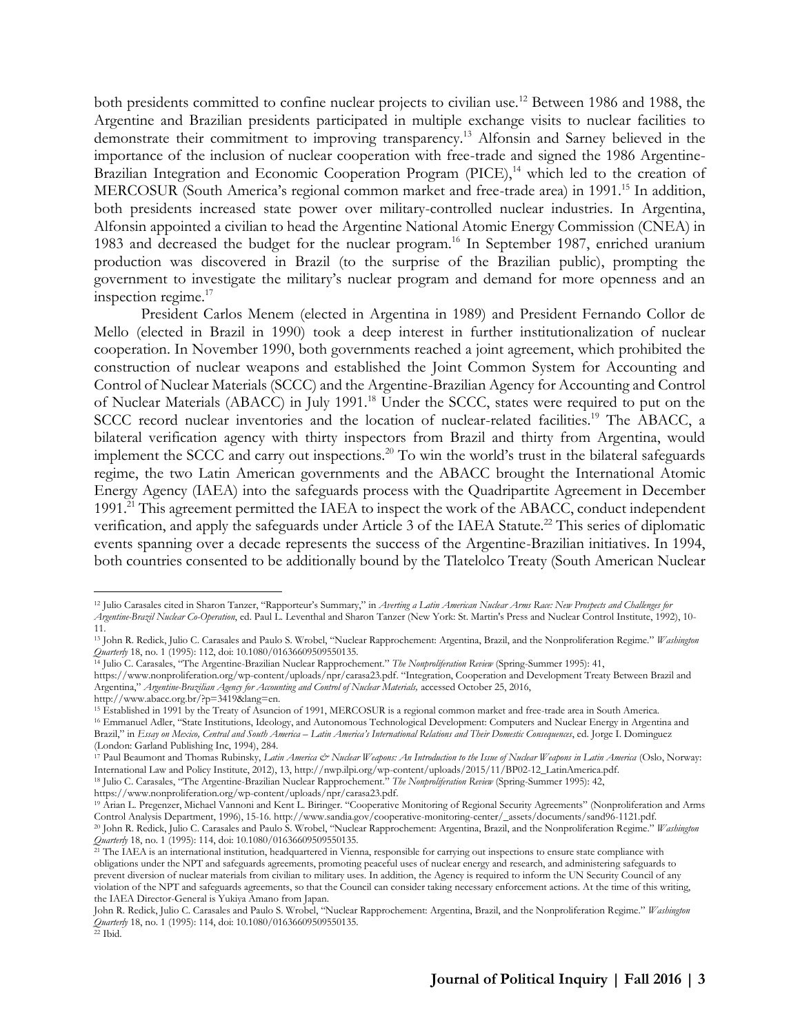both presidents committed to confine nuclear projects to civilian use.[12] Between 1986 and 1988, the Argentine and Brazilian presidents participated in multiple exchange visits to nuclear facilities to demonstrate their commitment to improving transparency.[13] Alfonsin and Sarney believed in the importance of the inclusion of nuclear cooperation with free-trade and signed the 1986 Argentine-Brazilian Integration and Economic Cooperation Program (PICE),[14] which led to the creation of MERCOSUR (South America's regional common market and free-trade area) in 1991.[15] In addition, both presidents increased state power over military-controlled nuclear industries. In Argentina, Alfonsin appointed a civilian to head the Argentine National Atomic Energy Commission (CNEA) in 1983 and decreased the budget for the nuclear program.[16] In September 1987, enriched uranium production was discovered in Brazil (to the surprise of the Brazilian public), prompting the government to investigate the military's nuclear program and demand for more openness and an inspection regime.[17]

President Carlos Menem (elected in Argentina in 1989) and President Fernando Collor de Mello (elected in Brazil in 1990) took a deep interest in further institutionalization of nuclear cooperation. In November 1990, both governments reached a joint agreement, which prohibited the construction of nuclear weapons and established the Joint Common System for Accounting and Control of Nuclear Materials (SCCC) and the Argentine-Brazilian Agency for Accounting and Control of Nuclear Materials (ABACC) in July 1991.[18] Under the SCCC, states were required to put on the SCCC record nuclear inventories and the location of nuclear-related facilities.[19] The ABACC, a bilateral verification agency with thirty inspectors from Brazil and thirty from Argentina, would implement the SCCC and carry out inspections.[20] To win the world's trust in the bilateral safeguards regime, the two Latin American governments and the ABACC brought the International Atomic Energy Agency (IAEA) into the safeguards process with the Quadripartite Agreement in December 1991.[21] This agreement permitted the IAEA to inspect the work of the ABACC, conduct independent verification, and apply the safeguards under Article 3 of the IAEA Statute.[22] This series of diplomatic events spanning over a decade represents the success of the Argentine-Brazilian initiatives. In 1994, both countries consented to be additionally bound by the Tlatelolco Treaty (South American Nuclear

---

[12] Julio Carasales cited in Sharon Tanzer, "Rapporteur's Summary," in *Averting a Latin American Nuclear Arms Race: New Prospects and Challenges for Argentine-Brazil Nuclear Co-Operation*, ed. Paul L. Leventhal and Sharon Tanzer (New York: St. Martin's Press and Nuclear Control Institute, 1992), 10-11.

[13] John R. Redick, Julio C. Carasales and Paulo S. Wrobel, "Nuclear Rapprochement: Argentina, Brazil, and the Nonproliferation Regime." *Washington Quarterly* 18, no. 1 (1995): 112, doi: 10.1080/01636609509550135.

[14] Julio C. Carasales, "The Argentine-Brazilian Nuclear Rapprochement." *The Nonproliferation Review* (Spring-Summer 1995): 41, https://www.nonproliferation.org/wp-content/uploads/npr/carasa23.pdf. "Integration, Cooperation and Development Treaty Between Brazil and Argentina," *Argentine-Brazilian Agency for Accounting and Control of Nuclear Materials,* accessed October 25, 2016, http://www.abacc.org.br/?p=3419&lang=en.

[15] Established in 1991 by the Treaty of Asuncion of 1991, MERCOSUR is a regional common market and free-trade area in South America.

[16] Emmanuel Adler, "State Institutions, Ideology, and Autonomous Technological Development: Computers and Nuclear Energy in Argentina and Brazil," in *Essay on Mexico, Central and South America – Latin America's International Relations and Their Domestic Consequences*, ed. Jorge I. Dominguez (London: Garland Publishing Inc, 1994), 284.

[17] Paul Beaumont and Thomas Rubinsky, *Latin America & Nuclear Weapons: An Introduction to the Issue of Nuclear Weapons in Latin America* (Oslo, Norway: International Law and Policy Institute, 2012), 13, http://nwp.ilpi.org/wp-content/uploads/2015/11/BP02-12_LatinAmerica.pdf.

[18] Julio C. Carasales, "The Argentine-Brazilian Nuclear Rapprochement." *The Nonproliferation Review* (Spring-Summer 1995): 42, https://www.nonproliferation.org/wp-content/uploads/npr/carasa23.pdf.

[19] Arian L. Pregenzer, Michael Vannoni and Kent L. Biringer. "Cooperative Monitoring of Regional Security Agreements" (Nonproliferation and Arms Control Analysis Department, 1996), 15-16. http://www.sandia.gov/cooperative-monitoring-center/_assets/documents/sand96-1121.pdf.

[20] John R. Redick, Julio C. Carasales and Paulo S. Wrobel, "Nuclear Rapprochement: Argentina, Brazil, and the Nonproliferation Regime." *Washington Quarterly* 18, no. 1 (1995): 114, doi: 10.1080/01636609509550135.

[21] The IAEA is an international institution, headquartered in Vienna, responsible for carrying out inspections to ensure state compliance with obligations under the NPT and safeguards agreements, promoting peaceful uses of nuclear energy and research, and administering safeguards to prevent diversion of nuclear materials from civilian to military uses. In addition, the Agency is required to inform the UN Security Council of any violation of the NPT and safeguards agreements, so that the Council can consider taking necessary enforcement actions. At the time of this writing, the IAEA Director-General is Yukiya Amano from Japan.

John R. Redick, Julio C. Carasales and Paulo S. Wrobel, "Nuclear Rapprochement: Argentina, Brazil, and the Nonproliferation Regime." *Washington Quarterly* 18, no. 1 (1995): 114, doi: 10.1080/01636609509550135.

[22] Ibid.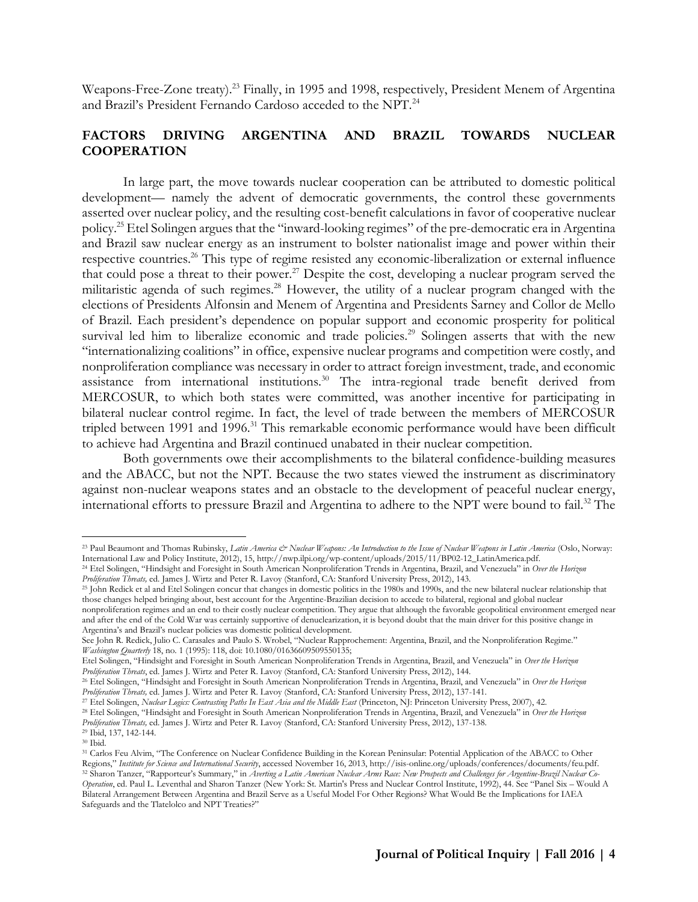Weapons-Free-Zone treaty).[23] Finally, in 1995 and 1998, respectively, President Menem of Argentina and Brazil's President Fernando Cardoso acceded to the NPT.[24]

## FACTORS DRIVING ARGENTINA AND BRAZIL TOWARDS NUCLEAR COOPERATION

In large part, the move towards nuclear cooperation can be attributed to domestic political development— namely the advent of democratic governments, the control these governments asserted over nuclear policy, and the resulting cost-benefit calculations in favor of cooperative nuclear policy.[25] Etel Solingen argues that the "inward-looking regimes" of the pre-democratic era in Argentina and Brazil saw nuclear energy as an instrument to bolster nationalist image and power within their respective countries.[26] This type of regime resisted any economic-liberalization or external influence that could pose a threat to their power.[27] Despite the cost, developing a nuclear program served the militaristic agenda of such regimes.[28] However, the utility of a nuclear program changed with the elections of Presidents Alfonsin and Menem of Argentina and Presidents Sarney and Collor de Mello of Brazil. Each president's dependence on popular support and economic prosperity for political survival led him to liberalize economic and trade policies.[29] Solingen asserts that with the new "internationalizing coalitions" in office, expensive nuclear programs and competition were costly, and nonproliferation compliance was necessary in order to attract foreign investment, trade, and economic assistance from international institutions.[30] The intra-regional trade benefit derived from MERCOSUR, to which both states were committed, was another incentive for participating in bilateral nuclear control regime. In fact, the level of trade between the members of MERCOSUR tripled between 1991 and 1996.[31] This remarkable economic performance would have been difficult to achieve had Argentina and Brazil continued unabated in their nuclear competition.

Both governments owe their accomplishments to the bilateral confidence-building measures and the ABACC, but not the NPT. Because the two states viewed the instrument as discriminatory against non-nuclear weapons states and an obstacle to the development of peaceful nuclear energy, international efforts to pressure Brazil and Argentina to adhere to the NPT were bound to fail.[32] The

---

[23] Paul Beaumont and Thomas Rubinsky, *Latin America & Nuclear Weapons: An Introduction to the Issue of Nuclear Weapons in Latin America* (Oslo, Norway: International Law and Policy Institute, 2012), 15, http://nwp.ilpi.org/wp-content/uploads/2015/11/BP02-12_LatinAmerica.pdf.

[24] Etel Solingen, "Hindsight and Foresight in South American Nonproliferation Trends in Argentina, Brazil, and Venezuela" in *Over the Horizon Proliferation Threats,* ed. James J. Wirtz and Peter R. Lavoy (Stanford, CA: Stanford University Press, 2012), 143.

[25] John Redick et al and Etel Solingen concur that changes in domestic politics in the 1980s and 1990s, and the new bilateral nuclear relationship that those changes helped bringing about, best account for the Argentine-Brazilian decision to accede to bilateral, regional and global nuclear nonproliferation regimes and an end to their costly nuclear competition. They argue that although the favorable geopolitical environment emerged near and after the end of the Cold War was certainly supportive of denuclearization, it is beyond doubt that the main driver for this positive change in Argentina's and Brazil's nuclear policies was domestic political development.
See John R. Redick, Julio C. Carasales and Paulo S. Wrobel, "Nuclear Rapprochement: Argentina, Brazil, and the Nonproliferation Regime." *Washington Quarterly* 18, no. 1 (1995): 118, doi: 10.1080/01636609509550135;
Etel Solingen, "Hindsight and Foresight in South American Nonproliferation Trends in Argentina, Brazil, and Venezuela" in *Over the Horizon Proliferation Threats*, ed. James J. Wirtz and Peter R. Lavoy (Stanford, CA: Stanford University Press, 2012), 144.

[26] Etel Solingen, "Hindsight and Foresight in South American Nonproliferation Trends in Argentina, Brazil, and Venezuela" in *Over the Horizon Proliferation Threats,* ed. James J. Wirtz and Peter R. Lavoy (Stanford, CA: Stanford University Press, 2012), 137-141.

[27] Etel Solingen, *Nuclear Logics: Contrasting Paths In East Asia and the Middle East* (Princeton, NJ: Princeton University Press, 2007), 42.

[28] Etel Solingen, "Hindsight and Foresight in South American Nonproliferation Trends in Argentina, Brazil, and Venezuela" in *Over the Horizon Proliferation Threats,* ed. James J. Wirtz and Peter R. Lavoy (Stanford, CA: Stanford University Press, 2012), 137-138.

[29] Ibid, 137, 142-144.

[30] Ibid.

[31] Carlos Feu Alvim, "The Conference on Nuclear Confidence Building in the Korean Peninsular: Potential Application of the ABACC to Other Regions," *Institute for Science and International Security*, accessed November 16, 2013, http://isis-online.org/uploads/conferences/documents/feu.pdf.

[32] Sharon Tanzer, "Rapporteur's Summary," in *Averting a Latin American Nuclear Arms Race: New Prospects and Challenges for Argentine-Brazil Nuclear Co-Operation*, ed. Paul L. Leventhal and Sharon Tanzer (New York: St. Martin's Press and Nuclear Control Institute, 1992), 44. See "Panel Six – Would A Bilateral Arrangement Between Argentina and Brazil Serve as a Useful Model For Other Regions? What Would Be the Implications for IAEA Safeguards and the Tlatelolco and NPT Treaties?"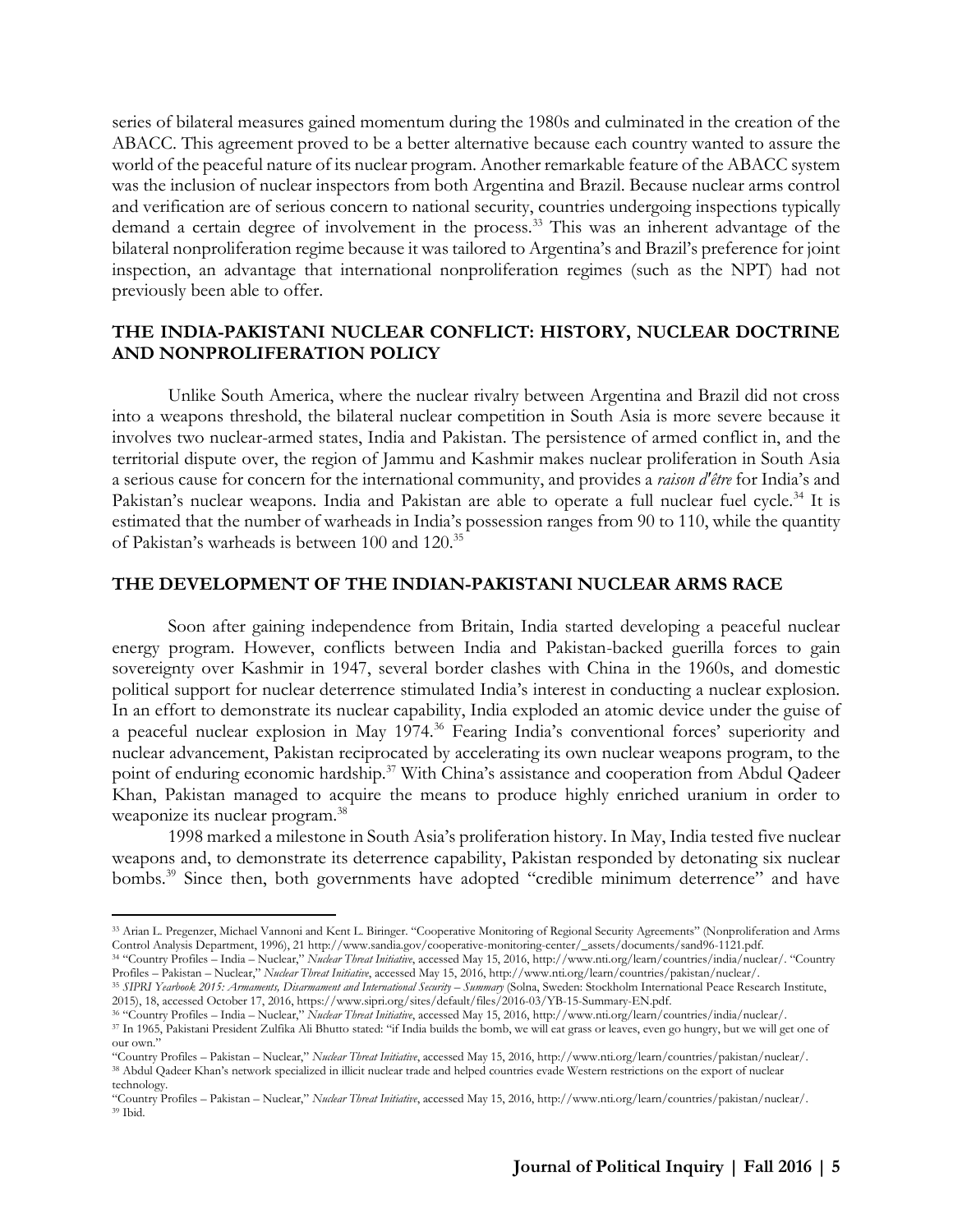series of bilateral measures gained momentum during the 1980s and culminated in the creation of the ABACC. This agreement proved to be a better alternative because each country wanted to assure the world of the peaceful nature of its nuclear program. Another remarkable feature of the ABACC system was the inclusion of nuclear inspectors from both Argentina and Brazil. Because nuclear arms control and verification are of serious concern to national security, countries undergoing inspections typically demand a certain degree of involvement in the process.[33] This was an inherent advantage of the bilateral nonproliferation regime because it was tailored to Argentina's and Brazil's preference for joint inspection, an advantage that international nonproliferation regimes (such as the NPT) had not previously been able to offer.

## THE INDIA-PAKISTANI NUCLEAR CONFLICT: HISTORY, NUCLEAR DOCTRINE AND NONPROLIFERATION POLICY

Unlike South America, where the nuclear rivalry between Argentina and Brazil did not cross into a weapons threshold, the bilateral nuclear competition in South Asia is more severe because it involves two nuclear-armed states, India and Pakistan. The persistence of armed conflict in, and the territorial dispute over, the region of Jammu and Kashmir makes nuclear proliferation in South Asia a serious cause for concern for the international community, and provides a *raison d'être* for India's and Pakistan's nuclear weapons. India and Pakistan are able to operate a full nuclear fuel cycle.[34] It is estimated that the number of warheads in India's possession ranges from 90 to 110, while the quantity of Pakistan's warheads is between 100 and 120.[35]

## THE DEVELOPMENT OF THE INDIAN-PAKISTANI NUCLEAR ARMS RACE

Soon after gaining independence from Britain, India started developing a peaceful nuclear energy program. However, conflicts between India and Pakistan-backed guerilla forces to gain sovereignty over Kashmir in 1947, several border clashes with China in the 1960s, and domestic political support for nuclear deterrence stimulated India's interest in conducting a nuclear explosion. In an effort to demonstrate its nuclear capability, India exploded an atomic device under the guise of a peaceful nuclear explosion in May 1974.[36] Fearing India's conventional forces' superiority and nuclear advancement, Pakistan reciprocated by accelerating its own nuclear weapons program, to the point of enduring economic hardship.[37] With China's assistance and cooperation from Abdul Qadeer Khan, Pakistan managed to acquire the means to produce highly enriched uranium in order to weaponize its nuclear program.[38]

1998 marked a milestone in South Asia's proliferation history. In May, India tested five nuclear weapons and, to demonstrate its deterrence capability, Pakistan responded by detonating six nuclear bombs.[39] Since then, both governments have adopted "credible minimum deterrence" and have

---

[33] Arian L. Pregenzer, Michael Vannoni and Kent L. Biringer. "Cooperative Monitoring of Regional Security Agreements" (Nonproliferation and Arms Control Analysis Department, 1996), 21 http://www.sandia.gov/cooperative-monitoring-center/_assets/documents/sand96-1121.pdf.

[34] "Country Profiles – India – Nuclear," *Nuclear Threat Initiative*, accessed May 15, 2016, http://www.nti.org/learn/countries/india/nuclear/. "Country Profiles – Pakistan – Nuclear," *Nuclear Threat Initiative*, accessed May 15, 2016, http://www.nti.org/learn/countries/pakistan/nuclear/.

[35] *SIPRI Yearbook 2015: Armaments, Disarmament and International Security – Summary* (Solna, Sweden: Stockholm International Peace Research Institute, 2015), 18, accessed October 17, 2016, https://www.sipri.org/sites/default/files/2016-03/YB-15-Summary-EN.pdf.

[36] "Country Profiles – India – Nuclear," *Nuclear Threat Initiative*, accessed May 15, 2016, http://www.nti.org/learn/countries/india/nuclear/.

[37] In 1965, Pakistani President Zulfika Ali Bhutto stated: "if India builds the bomb, we will eat grass or leaves, even go hungry, but we will get one of our own."
"Country Profiles – Pakistan – Nuclear," *Nuclear Threat Initiative*, accessed May 15, 2016, http://www.nti.org/learn/countries/pakistan/nuclear/.

[38] Abdul Qadeer Khan's network specialized in illicit nuclear trade and helped countries evade Western restrictions on the export of nuclear technology.
"Country Profiles – Pakistan – Nuclear," *Nuclear Threat Initiative*, accessed May 15, 2016, http://www.nti.org/learn/countries/pakistan/nuclear/.

[39] Ibid.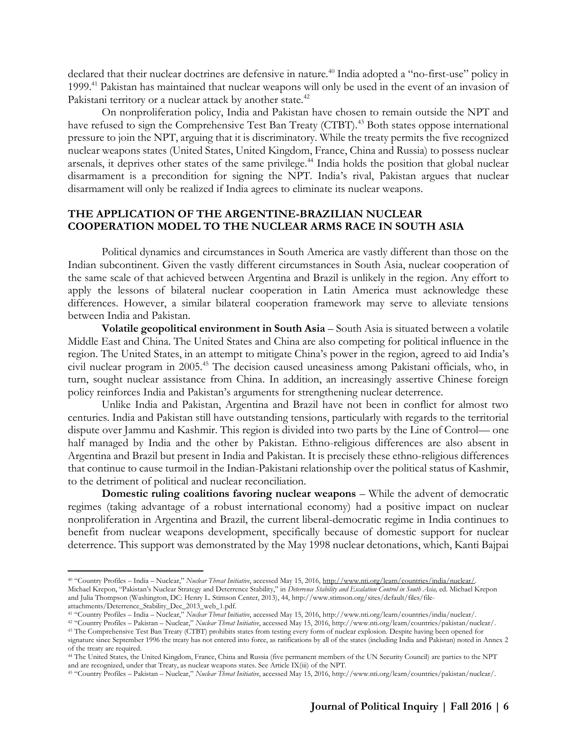declared that their nuclear doctrines are defensive in nature.[40] India adopted a "no-first-use" policy in 1999.[41] Pakistan has maintained that nuclear weapons will only be used in the event of an invasion of Pakistani territory or a nuclear attack by another state.[42]

On nonproliferation policy, India and Pakistan have chosen to remain outside the NPT and have refused to sign the Comprehensive Test Ban Treaty (CTBT).[43] Both states oppose international pressure to join the NPT, arguing that it is discriminatory. While the treaty permits the five recognized nuclear weapons states (United States, United Kingdom, France, China and Russia) to possess nuclear arsenals, it deprives other states of the same privilege.[44] India holds the position that global nuclear disarmament is a precondition for signing the NPT. India's rival, Pakistan argues that nuclear disarmament will only be realized if India agrees to eliminate its nuclear weapons.

## THE APPLICATION OF THE ARGENTINE-BRAZILIAN NUCLEAR COOPERATION MODEL TO THE NUCLEAR ARMS RACE IN SOUTH ASIA

Political dynamics and circumstances in South America are vastly different than those on the Indian subcontinent. Given the vastly different circumstances in South Asia, nuclear cooperation of the same scale of that achieved between Argentina and Brazil is unlikely in the region. Any effort to apply the lessons of bilateral nuclear cooperation in Latin America must acknowledge these differences. However, a similar bilateral cooperation framework may serve to alleviate tensions between India and Pakistan.

**Volatile geopolitical environment in South Asia** – South Asia is situated between a volatile Middle East and China. The United States and China are also competing for political influence in the region. The United States, in an attempt to mitigate China's power in the region, agreed to aid India's civil nuclear program in 2005.[45] The decision caused uneasiness among Pakistani officials, who, in turn, sought nuclear assistance from China. In addition, an increasingly assertive Chinese foreign policy reinforces India and Pakistan's arguments for strengthening nuclear deterrence.

Unlike India and Pakistan, Argentina and Brazil have not been in conflict for almost two centuries. India and Pakistan still have outstanding tensions, particularly with regards to the territorial dispute over Jammu and Kashmir. This region is divided into two parts by the Line of Control— one half managed by India and the other by Pakistan. Ethno-religious differences are also absent in Argentina and Brazil but present in India and Pakistan. It is precisely these ethno-religious differences that continue to cause turmoil in the Indian-Pakistani relationship over the political status of Kashmir, to the detriment of political and nuclear reconciliation.

**Domestic ruling coalitions favoring nuclear weapons** – While the advent of democratic regimes (taking advantage of a robust international economy) had a positive impact on nuclear nonproliferation in Argentina and Brazil, the current liberal-democratic regime in India continues to benefit from nuclear weapons development, specifically because of domestic support for nuclear deterrence. This support was demonstrated by the May 1998 nuclear detonations, which, Kanti Bajpai

---

[40] "Country Profiles – India – Nuclear," *Nuclear Threat Initiative*, accessed May 15, 2016, http://www.nti.org/learn/countries/india/nuclear/. Michael Krepon, "Pakistan's Nuclear Strategy and Deterrence Stability," in *Deterrence Stability and Escalation Control in South Asia,* ed. Michael Krepon and Julia Thompson (Washington, DC: Henry L. Stimson Center, 2013), 44, http://www.stimson.org/sites/default/files/file-attachments/Deterrence_Stability_Dec_2013_web_1.pdf.

[41] "Country Profiles – India – Nuclear," *Nuclear Threat Initiative*, accessed May 15, 2016, http://www.nti.org/learn/countries/india/nuclear/.

[42] "Country Profiles – Pakistan – Nuclear," *Nuclear Threat Initiative*, accessed May 15, 2016, http://www.nti.org/learn/countries/pakistan/nuclear/.

[43] The Comprehensive Test Ban Treaty (CTBT) prohibits states from testing every form of nuclear explosion. Despite having been opened for signature since September 1996 the treaty has not entered into force, as ratifications by all of the states (including India and Pakistan) noted in Annex 2 of the treaty are required.

[44] The United States, the United Kingdom, France, China and Russia (five permanent members of the UN Security Council) are parties to the NPT and are recognized, under that Treaty, as nuclear weapons states. See Article IX(iii) of the NPT.

[45] "Country Profiles – Pakistan – Nuclear," *Nuclear Threat Initiative*, accessed May 15, 2016, http://www.nti.org/learn/countries/pakistan/nuclear/.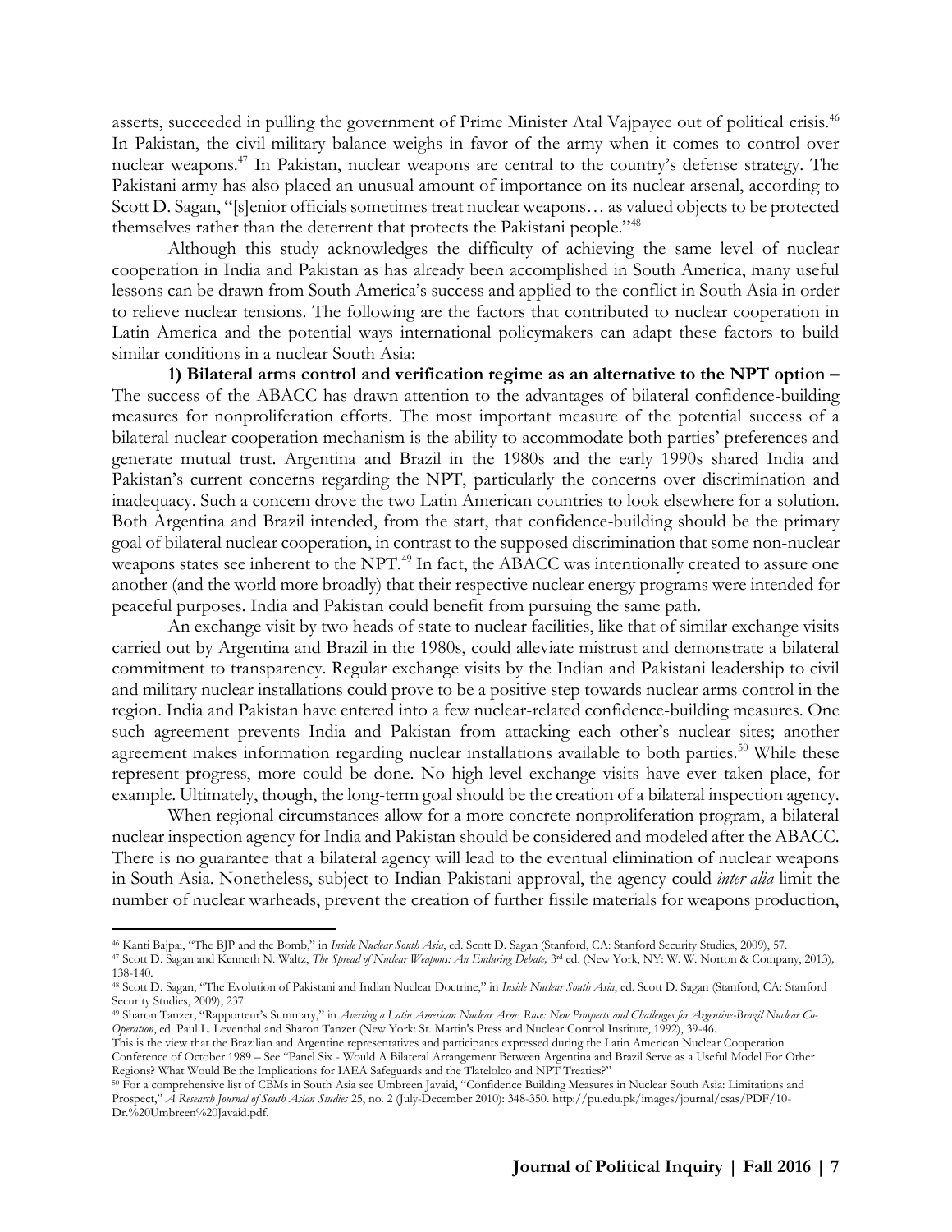asserts, succeeded in pulling the government of Prime Minister Atal Vajpayee out of political crisis.[46] In Pakistan, the civil-military balance weighs in favor of the army when it comes to control over nuclear weapons.[47] In Pakistan, nuclear weapons are central to the country's defense strategy. The Pakistani army has also placed an unusual amount of importance on its nuclear arsenal, according to Scott D. Sagan, "[s]enior officials sometimes treat nuclear weapons… as valued objects to be protected themselves rather than the deterrent that protects the Pakistani people."[48]

Although this study acknowledges the difficulty of achieving the same level of nuclear cooperation in India and Pakistan as has already been accomplished in South America, many useful lessons can be drawn from South America's success and applied to the conflict in South Asia in order to relieve nuclear tensions. The following are the factors that contributed to nuclear cooperation in Latin America and the potential ways international policymakers can adapt these factors to build similar conditions in a nuclear South Asia:

**1) Bilateral arms control and verification regime as an alternative to the NPT option –** The success of the ABACC has drawn attention to the advantages of bilateral confidence-building measures for nonproliferation efforts. The most important measure of the potential success of a bilateral nuclear cooperation mechanism is the ability to accommodate both parties' preferences and generate mutual trust. Argentina and Brazil in the 1980s and the early 1990s shared India and Pakistan's current concerns regarding the NPT, particularly the concerns over discrimination and inadequacy. Such a concern drove the two Latin American countries to look elsewhere for a solution. Both Argentina and Brazil intended, from the start, that confidence-building should be the primary goal of bilateral nuclear cooperation, in contrast to the supposed discrimination that some non-nuclear weapons states see inherent to the NPT.[49] In fact, the ABACC was intentionally created to assure one another (and the world more broadly) that their respective nuclear energy programs were intended for peaceful purposes. India and Pakistan could benefit from pursuing the same path.

An exchange visit by two heads of state to nuclear facilities, like that of similar exchange visits carried out by Argentina and Brazil in the 1980s, could alleviate mistrust and demonstrate a bilateral commitment to transparency. Regular exchange visits by the Indian and Pakistani leadership to civil and military nuclear installations could prove to be a positive step towards nuclear arms control in the region. India and Pakistan have entered into a few nuclear-related confidence-building measures. One such agreement prevents India and Pakistan from attacking each other's nuclear sites; another agreement makes information regarding nuclear installations available to both parties.[50] While these represent progress, more could be done. No high-level exchange visits have ever taken place, for example. Ultimately, though, the long-term goal should be the creation of a bilateral inspection agency.

When regional circumstances allow for a more concrete nonproliferation program, a bilateral nuclear inspection agency for India and Pakistan should be considered and modeled after the ABACC. There is no guarantee that a bilateral agency will lead to the eventual elimination of nuclear weapons in South Asia. Nonetheless, subject to Indian-Pakistani approval, the agency could *inter alia* limit the number of nuclear warheads, prevent the creation of further fissile materials for weapons production,

---

[46] Kanti Bajpai, "The BJP and the Bomb," in *Inside Nuclear South Asia*, ed. Scott D. Sagan (Stanford, CA: Stanford Security Studies, 2009), 57.

[47] Scott D. Sagan and Kenneth N. Waltz, *The Spread of Nuclear Weapons: An Enduring Debate,* 3rd ed. (New York, NY: W. W. Norton & Company, 2013), 138-140.

[48] Scott D. Sagan, "The Evolution of Pakistani and Indian Nuclear Doctrine," in *Inside Nuclear South Asia*, ed. Scott D. Sagan (Stanford, CA: Stanford Security Studies, 2009), 237.

[49] Sharon Tanzer, "Rapporteur's Summary," in *Averting a Latin American Nuclear Arms Race: New Prospects and Challenges for Argentine-Brazil Nuclear Co-Operation*, ed. Paul L. Leventhal and Sharon Tanzer (New York: St. Martin's Press and Nuclear Control Institute, 1992), 39-46.
This is the view that the Brazilian and Argentine representatives and participants expressed during the Latin American Nuclear Cooperation Conference of October 1989 – See "Panel Six - Would A Bilateral Arrangement Between Argentina and Brazil Serve as a Useful Model For Other Regions? What Would Be the Implications for IAEA Safeguards and the Tlatelolco and NPT Treaties?"

[50] For a comprehensive list of CBMs in South Asia see Umbreen Javaid, "Confidence Building Measures in Nuclear South Asia: Limitations and Prospect," *A Research Journal of South Asian Studies* 25, no. 2 (July-December 2010): 348-350. http://pu.edu.pk/images/journal/csas/PDF/10-Dr.%20Umbreen%20Javaid.pdf.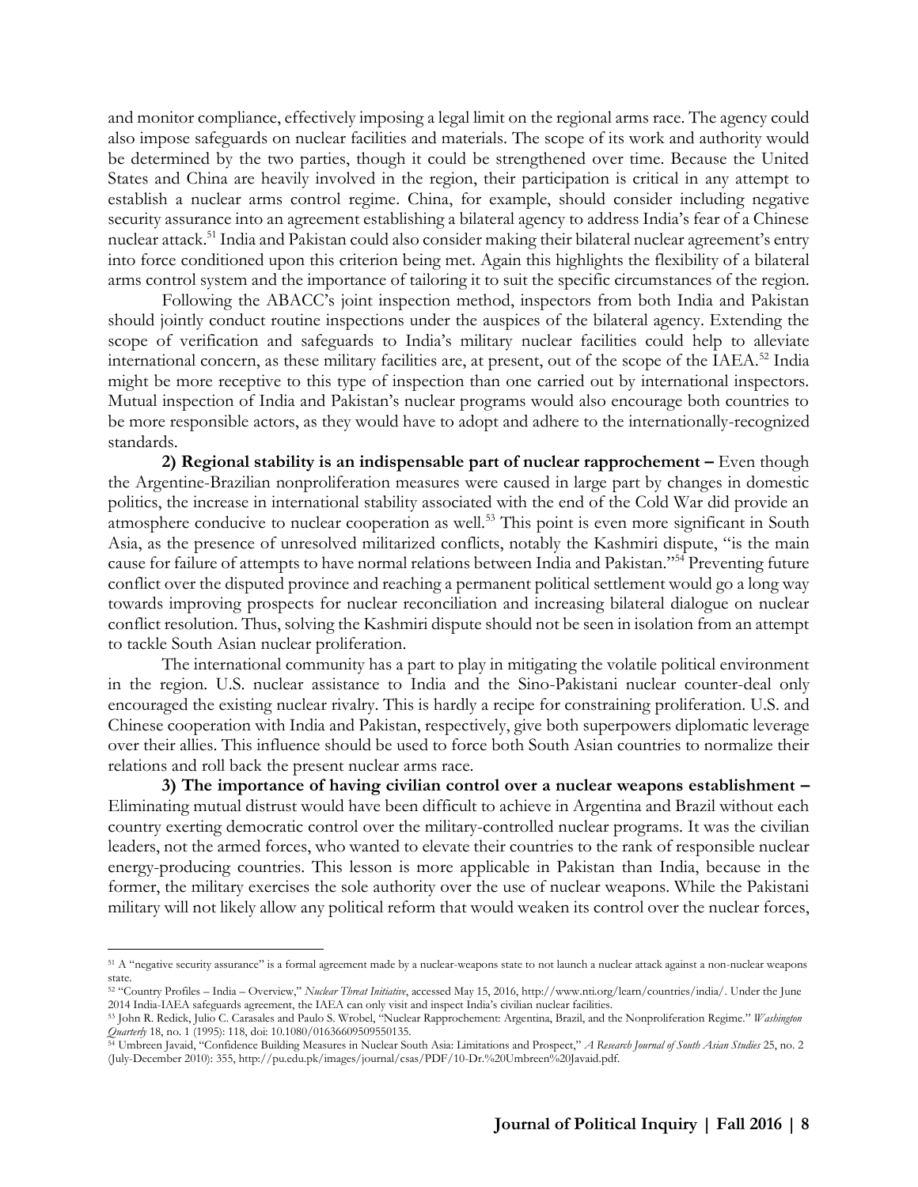and monitor compliance, effectively imposing a legal limit on the regional arms race. The agency could also impose safeguards on nuclear facilities and materials. The scope of its work and authority would be determined by the two parties, though it could be strengthened over time. Because the United States and China are heavily involved in the region, their participation is critical in any attempt to establish a nuclear arms control regime. China, for example, should consider including negative security assurance into an agreement establishing a bilateral agency to address India's fear of a Chinese nuclear attack.[51] India and Pakistan could also consider making their bilateral nuclear agreement's entry into force conditioned upon this criterion being met. Again this highlights the flexibility of a bilateral arms control system and the importance of tailoring it to suit the specific circumstances of the region.

Following the ABACC's joint inspection method, inspectors from both India and Pakistan should jointly conduct routine inspections under the auspices of the bilateral agency. Extending the scope of verification and safeguards to India's military nuclear facilities could help to alleviate international concern, as these military facilities are, at present, out of the scope of the IAEA.[52] India might be more receptive to this type of inspection than one carried out by international inspectors. Mutual inspection of India and Pakistan's nuclear programs would also encourage both countries to be more responsible actors, as they would have to adopt and adhere to the internationally-recognized standards.

**2) Regional stability is an indispensable part of nuclear rapprochement –** Even though the Argentine-Brazilian nonproliferation measures were caused in large part by changes in domestic politics, the increase in international stability associated with the end of the Cold War did provide an atmosphere conducive to nuclear cooperation as well.[53] This point is even more significant in South Asia, as the presence of unresolved militarized conflicts, notably the Kashmiri dispute, "is the main cause for failure of attempts to have normal relations between India and Pakistan."[54] Preventing future conflict over the disputed province and reaching a permanent political settlement would go a long way towards improving prospects for nuclear reconciliation and increasing bilateral dialogue on nuclear conflict resolution. Thus, solving the Kashmiri dispute should not be seen in isolation from an attempt to tackle South Asian nuclear proliferation.

The international community has a part to play in mitigating the volatile political environment in the region. U.S. nuclear assistance to India and the Sino-Pakistani nuclear counter-deal only encouraged the existing nuclear rivalry. This is hardly a recipe for constraining proliferation. U.S. and Chinese cooperation with India and Pakistan, respectively, give both superpowers diplomatic leverage over their allies. This influence should be used to force both South Asian countries to normalize their relations and roll back the present nuclear arms race.

**3) The importance of having civilian control over a nuclear weapons establishment –** Eliminating mutual distrust would have been difficult to achieve in Argentina and Brazil without each country exerting democratic control over the military-controlled nuclear programs. It was the civilian leaders, not the armed forces, who wanted to elevate their countries to the rank of responsible nuclear energy-producing countries. This lesson is more applicable in Pakistan than India, because in the former, the military exercises the sole authority over the use of nuclear weapons. While the Pakistani military will not likely allow any political reform that would weaken its control over the nuclear forces,

---

[51] A "negative security assurance" is a formal agreement made by a nuclear-weapons state to not launch a nuclear attack against a non-nuclear weapons state.

[52] "Country Profiles – India – Overview," *Nuclear Threat Initiative*, accessed May 15, 2016, http://www.nti.org/learn/countries/india/. Under the June 2014 India-IAEA safeguards agreement, the IAEA can only visit and inspect India's civilian nuclear facilities.

[53] John R. Redick, Julio C. Carasales and Paulo S. Wrobel, "Nuclear Rapprochement: Argentina, Brazil, and the Nonproliferation Regime." *Washington Quarterly* 18, no. 1 (1995): 118, doi: 10.1080/01636609509550135.

[54] Umbreen Javaid, "Confidence Building Measures in Nuclear South Asia: Limitations and Prospect," *A Research Journal of South Asian Studies* 25, no. 2 (July-December 2010): 355, http://pu.edu.pk/images/journal/csas/PDF/10-Dr.%20Umbreen%20Javaid.pdf.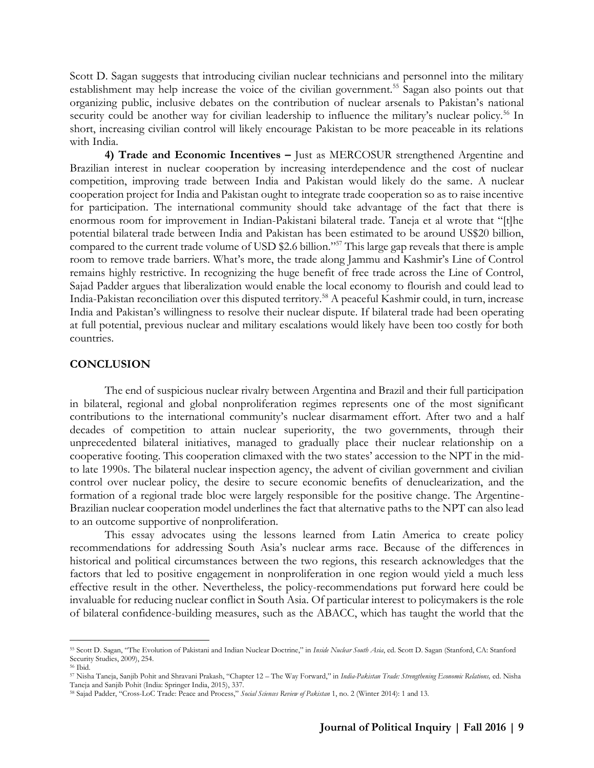Scott D. Sagan suggests that introducing civilian nuclear technicians and personnel into the military establishment may help increase the voice of the civilian government.[55] Sagan also points out that organizing public, inclusive debates on the contribution of nuclear arsenals to Pakistan's national security could be another way for civilian leadership to influence the military's nuclear policy.[56] In short, increasing civilian control will likely encourage Pakistan to be more peaceable in its relations with India.

**4) Trade and Economic Incentives –** Just as MERCOSUR strengthened Argentine and Brazilian interest in nuclear cooperation by increasing interdependence and the cost of nuclear competition, improving trade between India and Pakistan would likely do the same. A nuclear cooperation project for India and Pakistan ought to integrate trade cooperation so as to raise incentive for participation. The international community should take advantage of the fact that there is enormous room for improvement in Indian-Pakistani bilateral trade. Taneja et al wrote that "[t]he potential bilateral trade between India and Pakistan has been estimated to be around US$20 billion, compared to the current trade volume of USD $2.6 billion."[57] This large gap reveals that there is ample room to remove trade barriers. What's more, the trade along Jammu and Kashmir's Line of Control remains highly restrictive. In recognizing the huge benefit of free trade across the Line of Control, Sajad Padder argues that liberalization would enable the local economy to flourish and could lead to India-Pakistan reconciliation over this disputed territory.[58] A peaceful Kashmir could, in turn, increase India and Pakistan's willingness to resolve their nuclear dispute. If bilateral trade had been operating at full potential, previous nuclear and military escalations would likely have been too costly for both countries.

## CONCLUSION

The end of suspicious nuclear rivalry between Argentina and Brazil and their full participation in bilateral, regional and global nonproliferation regimes represents one of the most significant contributions to the international community's nuclear disarmament effort. After two and a half decades of competition to attain nuclear superiority, the two governments, through their unprecedented bilateral initiatives, managed to gradually place their nuclear relationship on a cooperative footing. This cooperation climaxed with the two states' accession to the NPT in the mid- to late 1990s. The bilateral nuclear inspection agency, the advent of civilian government and civilian control over nuclear policy, the desire to secure economic benefits of denuclearization, and the formation of a regional trade bloc were largely responsible for the positive change. The Argentine-Brazilian nuclear cooperation model underlines the fact that alternative paths to the NPT can also lead to an outcome supportive of nonproliferation.

This essay advocates using the lessons learned from Latin America to create policy recommendations for addressing South Asia's nuclear arms race. Because of the differences in historical and political circumstances between the two regions, this research acknowledges that the factors that led to positive engagement in nonproliferation in one region would yield a much less effective result in the other. Nevertheless, the policy-recommendations put forward here could be invaluable for reducing nuclear conflict in South Asia. Of particular interest to policymakers is the role of bilateral confidence-building measures, such as the ABACC, which has taught the world that the

---

[55] Scott D. Sagan, "The Evolution of Pakistani and Indian Nuclear Doctrine," in *Inside Nuclear South Asia*, ed. Scott D. Sagan (Stanford, CA: Stanford Security Studies, 2009), 254.

[56] Ibid.

[57] Nisha Taneja, Sanjib Pohit and Shravani Prakash, "Chapter 12 – The Way Forward," in *India-Pakistan Trade: Strengthening Economic Relations,* ed. Nisha Taneja and Sanjib Pohit (India: Springer India, 2015), 337.

[58] Sajad Padder, "Cross-LoC Trade: Peace and Process," *Social Sciences Review of Pakistan* 1, no. 2 (Winter 2014): 1 and 13.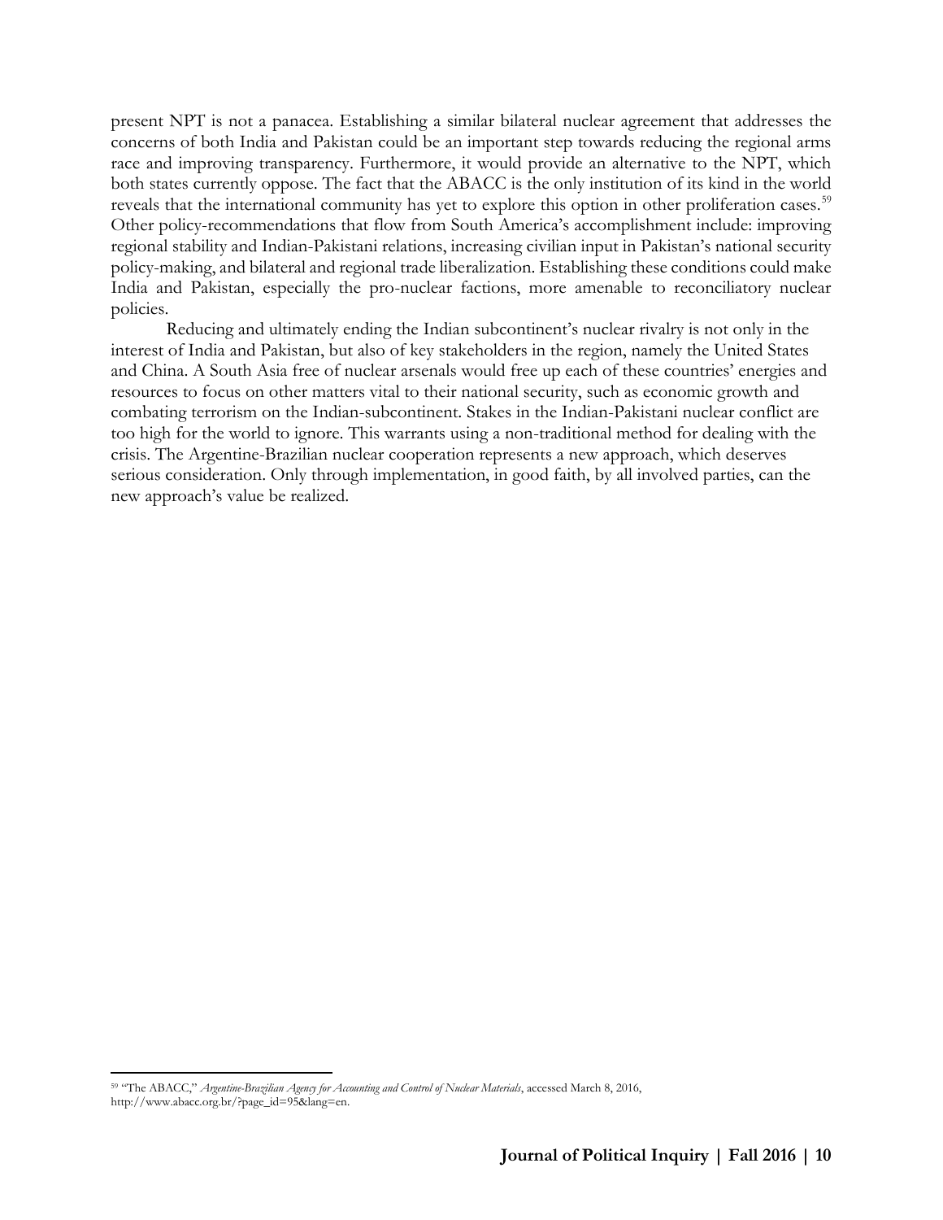present NPT is not a panacea. Establishing a similar bilateral nuclear agreement that addresses the concerns of both India and Pakistan could be an important step towards reducing the regional arms race and improving transparency. Furthermore, it would provide an alternative to the NPT, which both states currently oppose. The fact that the ABACC is the only institution of its kind in the world reveals that the international community has yet to explore this option in other proliferation cases.[59] Other policy-recommendations that flow from South America's accomplishment include: improving regional stability and Indian-Pakistani relations, increasing civilian input in Pakistan's national security policy-making, and bilateral and regional trade liberalization. Establishing these conditions could make India and Pakistan, especially the pro-nuclear factions, more amenable to reconciliatory nuclear policies.

Reducing and ultimately ending the Indian subcontinent's nuclear rivalry is not only in the interest of India and Pakistan, but also of key stakeholders in the region, namely the United States and China. A South Asia free of nuclear arsenals would free up each of these countries' energies and resources to focus on other matters vital to their national security, such as economic growth and combating terrorism on the Indian-subcontinent. Stakes in the Indian-Pakistani nuclear conflict are too high for the world to ignore. This warrants using a non-traditional method for dealing with the crisis. The Argentine-Brazilian nuclear cooperation represents a new approach, which deserves serious consideration. Only through implementation, in good faith, by all involved parties, can the new approach's value be realized.

---

[59] "The ABACC," *Argentine-Brazilian Agency for Accounting and Control of Nuclear Materials*, accessed March 8, 2016, http://www.abacc.org.br/?page_id=95&lang=en.